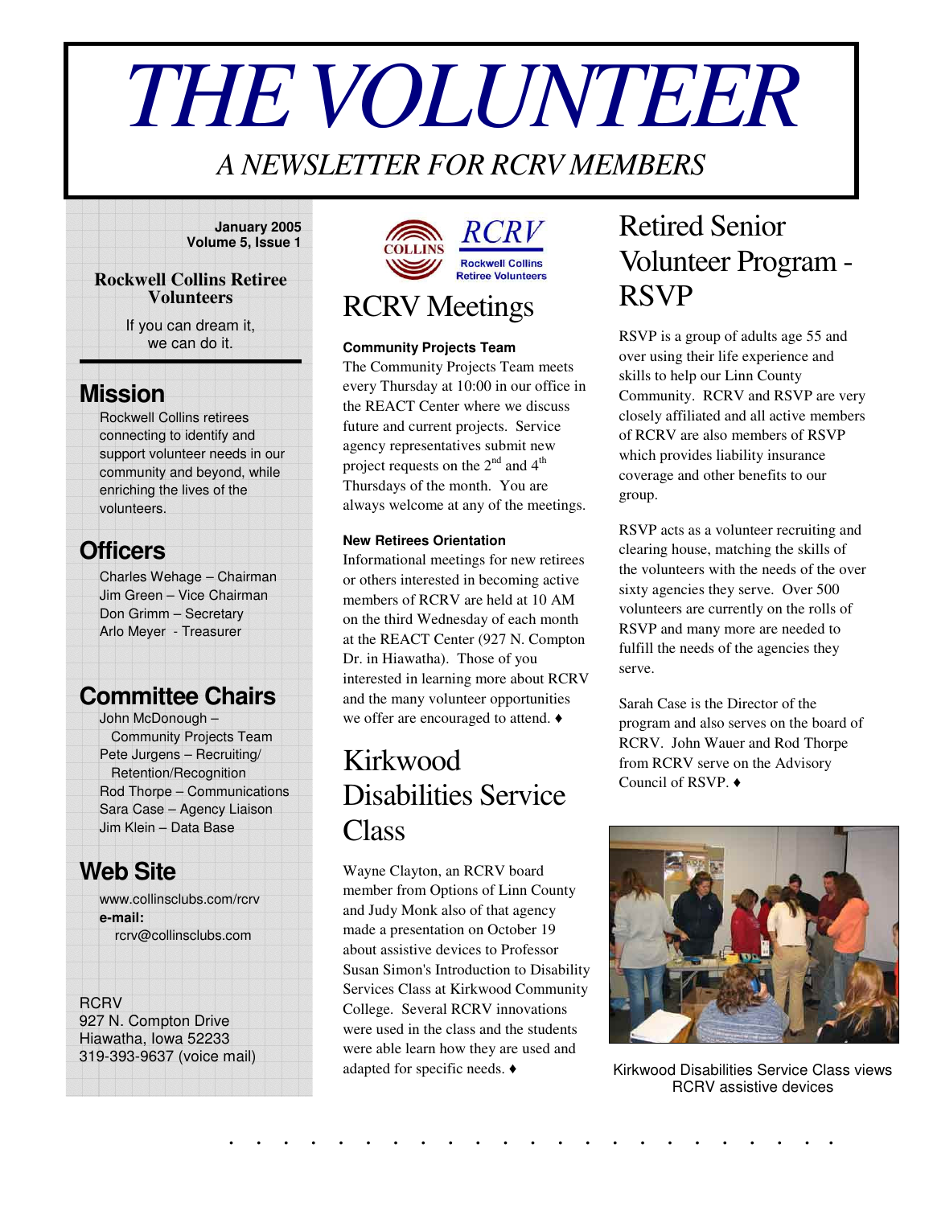# THE VOLUNTEER

*A NEWSLETTER FOR RCRV MEMBERS*

**January 2005**
**Volume 5, Issue 1**

**Rockwell Collins Retiree Volunteers**

If you can dream it,
we can do it.

## Mission

Rockwell Collins retirees connecting to identify and support volunteer needs in our community and beyond, while enriching the lives of the volunteers.

## Officers

Charles Wehage – Chairman
Jim Green – Vice Chairman
Don Grimm – Secretary
Arlo Meyer - Treasurer

## Committee Chairs

John McDonough – Community Projects Team
Pete Jurgens – Recruiting/ Retention/Recognition
Rod Thorpe – Communications
Sara Case – Agency Liaison
Jim Klein – Data Base

## Web Site

www.collinsclubs.com/rcrv
**e-mail:**
rcrv@collinsclubs.com

RCRV
927 N. Compton Drive
Hiawatha, Iowa 52233
319-393-9637 (voice mail)

COLLINS RCRV Rockwell Collins Retiree Volunteers

# RCRV Meetings

**Community Projects Team**

The Community Projects Team meets every Thursday at 10:00 in our office in the REACT Center where we discuss future and current projects. Service agency representatives submit new project requests on the 2nd and 4th Thursdays of the month. You are always welcome at any of the meetings.

**New Retirees Orientation**

Informational meetings for new retirees or others interested in becoming active members of RCRV are held at 10 AM on the third Wednesday of each month at the REACT Center (927 N. Compton Dr. in Hiawatha). Those of you interested in learning more about RCRV and the many volunteer opportunities we offer are encouraged to attend. ♦

# Kirkwood Disabilities Service Class

Wayne Clayton, an RCRV board member from Options of Linn County and Judy Monk also of that agency made a presentation on October 19 about assistive devices to Professor Susan Simon's Introduction to Disability Services Class at Kirkwood Community College. Several RCRV innovations were used in the class and the students were able learn how they are used and adapted for specific needs. ♦

# Retired Senior Volunteer Program - RSVP

RSVP is a group of adults age 55 and over using their life experience and skills to help our Linn County Community. RCRV and RSVP are very closely affiliated and all active members of RCRV are also members of RSVP which provides liability insurance coverage and other benefits to our group.

RSVP acts as a volunteer recruiting and clearing house, matching the skills of the volunteers with the needs of the over sixty agencies they serve. Over 500 volunteers are currently on the rolls of RSVP and many more are needed to fulfill the needs of the agencies they serve.

Sarah Case is the Director of the program and also serves on the board of RCRV. John Wauer and Rod Thorpe from RCRV serve on the Advisory Council of RSVP. ♦

Kirkwood Disabilities Service Class views RCRV assistive devices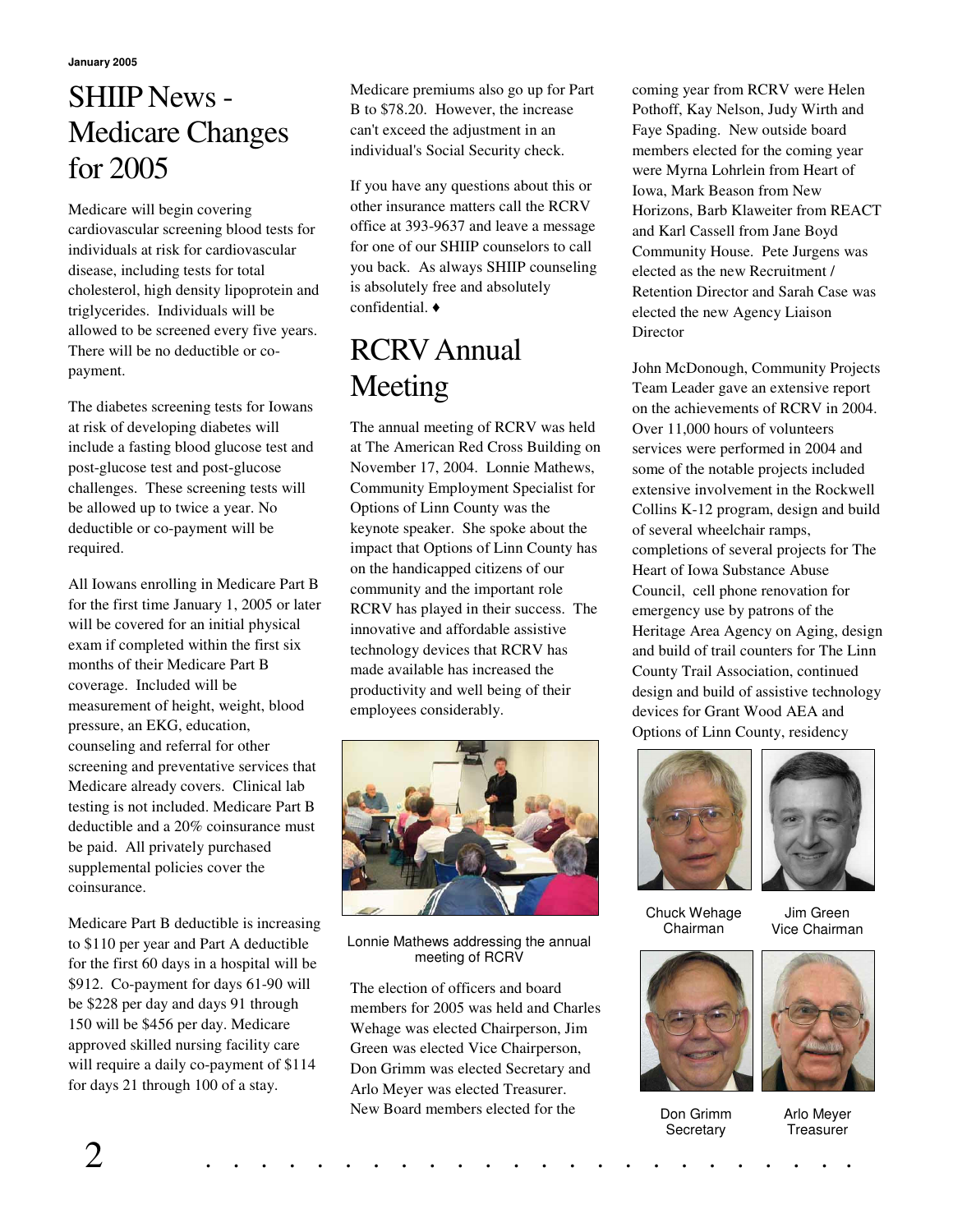# SHIIP News - Medicare Changes for 2005

Medicare will begin covering cardiovascular screening blood tests for individuals at risk for cardiovascular disease, including tests for total cholesterol, high density lipoprotein and triglycerides. Individuals will be allowed to be screened every five years. There will be no deductible or co-payment.

The diabetes screening tests for Iowans at risk of developing diabetes will include a fasting blood glucose test and post-glucose test and post-glucose challenges. These screening tests will be allowed up to twice a year. No deductible or co-payment will be required.

All Iowans enrolling in Medicare Part B for the first time January 1, 2005 or later will be covered for an initial physical exam if completed within the first six months of their Medicare Part B coverage. Included will be measurement of height, weight, blood pressure, an EKG, education, counseling and referral for other screening and preventative services that Medicare already covers. Clinical lab testing is not included. Medicare Part B deductible and a 20% coinsurance must be paid. All privately purchased supplemental policies cover the coinsurance.

Medicare Part B deductible is increasing to $110 per year and Part A deductible for the first 60 days in a hospital will be $912. Co-payment for days 61-90 will be $228 per day and days 91 through 150 will be $456 per day. Medicare approved skilled nursing facility care will require a daily co-payment of $114 for days 21 through 100 of a stay.

Medicare premiums also go up for Part B to $78.20. However, the increase can't exceed the adjustment in an individual's Social Security check.

If you have any questions about this or other insurance matters call the RCRV office at 393-9637 and leave a message for one of our SHIIP counselors to call you back. As always SHIIP counseling is absolutely free and absolutely confidential. ♦

# RCRV Annual Meeting

The annual meeting of RCRV was held at The American Red Cross Building on November 17, 2004. Lonnie Mathews, Community Employment Specialist for Options of Linn County was the keynote speaker. She spoke about the impact that Options of Linn County has on the handicapped citizens of our community and the important role RCRV has played in their success. The innovative and affordable assistive technology devices that RCRV has made available has increased the productivity and well being of their employees considerably.

Lonnie Mathews addressing the annual meeting of RCRV

The election of officers and board members for 2005 was held and Charles Wehage was elected Chairperson, Jim Green was elected Vice Chairperson, Don Grimm was elected Secretary and Arlo Meyer was elected Treasurer. New Board members elected for the coming year from RCRV were Helen Pothoff, Kay Nelson, Judy Wirth and Faye Spading. New outside board members elected for the coming year were Myrna Lohrlein from Heart of Iowa, Mark Beason from New Horizons, Barb Klaweiter from REACT and Karl Cassell from Jane Boyd Community House. Pete Jurgens was elected as the new Recruitment / Retention Director and Sarah Case was elected the new Agency Liaison Director

John McDonough, Community Projects Team Leader gave an extensive report on the achievements of RCRV in 2004. Over 11,000 hours of volunteers services were performed in 2004 and some of the notable projects included extensive involvement in the Rockwell Collins K-12 program, design and build of several wheelchair ramps, completions of several projects for The Heart of Iowa Substance Abuse Council, cell phone renovation for emergency use by patrons of the Heritage Area Agency on Aging, design and build of trail counters for The Linn County Trail Association, continued design and build of assistive technology devices for Grant Wood AEA and Options of Linn County, residency

Chuck Wehage
Chairman

Jim Green
Vice Chairman

Don Grimm
Secretary

Arlo Meyer
Treasurer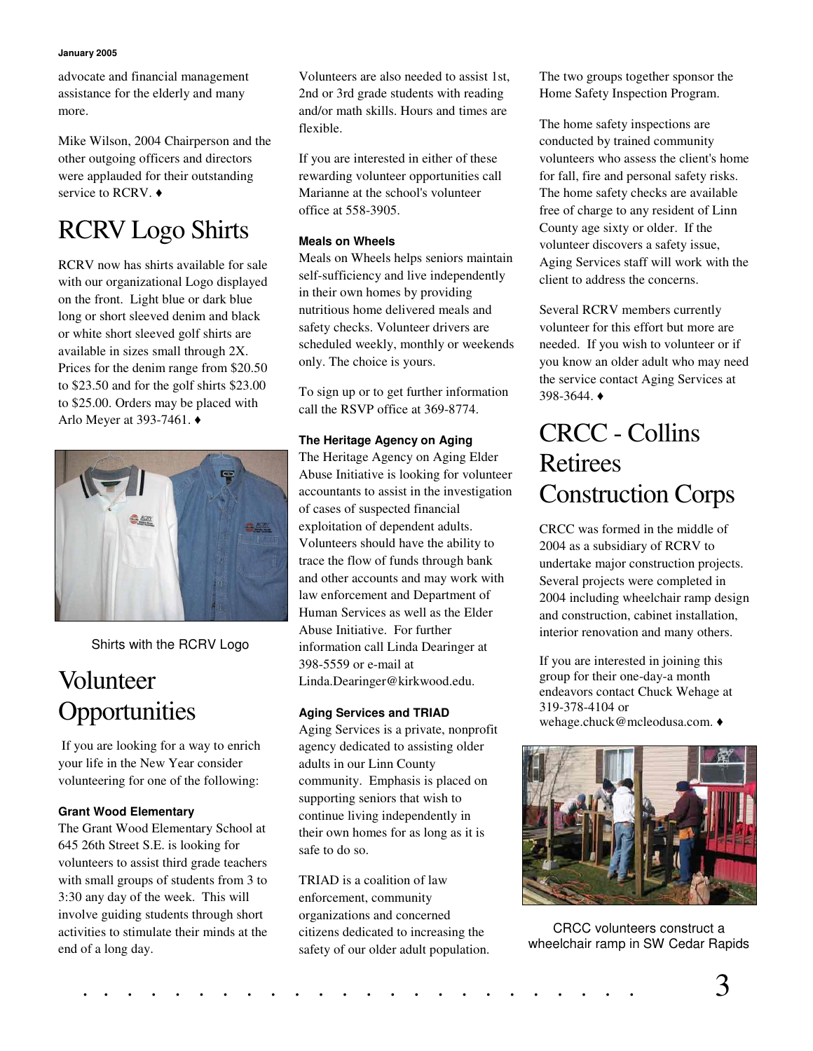advocate and financial management assistance for the elderly and many more.

Mike Wilson, 2004 Chairperson and the other outgoing officers and directors were applauded for their outstanding service to RCRV. ♦

# RCRV Logo Shirts

RCRV now has shirts available for sale with our organizational Logo displayed on the front. Light blue or dark blue long or short sleeved denim and black or white short sleeved golf shirts are available in sizes small through 2X. Prices for the denim range from $20.50 to $23.50 and for the golf shirts $23.00 to $25.00. Orders may be placed with Arlo Meyer at 393-7461. ♦

Shirts with the RCRV Logo

# Volunteer Opportunities

If you are looking for a way to enrich your life in the New Year consider volunteering for one of the following:

**Grant Wood Elementary**

The Grant Wood Elementary School at 645 26th Street S.E. is looking for volunteers to assist third grade teachers with small groups of students from 3 to 3:30 any day of the week. This will involve guiding students through short activities to stimulate their minds at the end of a long day.

Volunteers are also needed to assist 1st, 2nd or 3rd grade students with reading and/or math skills. Hours and times are flexible.

If you are interested in either of these rewarding volunteer opportunities call Marianne at the school's volunteer office at 558-3905.

**Meals on Wheels**

Meals on Wheels helps seniors maintain self-sufficiency and live independently in their own homes by providing nutritious home delivered meals and safety checks. Volunteer drivers are scheduled weekly, monthly or weekends only. The choice is yours.

To sign up or to get further information call the RSVP office at 369-8774.

**The Heritage Agency on Aging**

The Heritage Agency on Aging Elder Abuse Initiative is looking for volunteer accountants to assist in the investigation of cases of suspected financial exploitation of dependent adults. Volunteers should have the ability to trace the flow of funds through bank and other accounts and may work with law enforcement and Department of Human Services as well as the Elder Abuse Initiative. For further information call Linda Dearinger at 398-5559 or e-mail at Linda.Dearinger@kirkwood.edu.

**Aging Services and TRIAD**

Aging Services is a private, nonprofit agency dedicated to assisting older adults in our Linn County community. Emphasis is placed on supporting seniors that wish to continue living independently in their own homes for as long as it is safe to do so.

TRIAD is a coalition of law enforcement, community organizations and concerned citizens dedicated to increasing the safety of our older adult population. The two groups together sponsor the Home Safety Inspection Program.

The home safety inspections are conducted by trained community volunteers who assess the client's home for fall, fire and personal safety risks. The home safety checks are available free of charge to any resident of Linn County age sixty or older. If the volunteer discovers a safety issue, Aging Services staff will work with the client to address the concerns.

Several RCRV members currently volunteer for this effort but more are needed. If you wish to volunteer or if you know an older adult who may need the service contact Aging Services at 398-3644. ♦

# CRCC - Collins Retirees Construction Corps

CRCC was formed in the middle of 2004 as a subsidiary of RCRV to undertake major construction projects. Several projects were completed in 2004 including wheelchair ramp design and construction, cabinet installation, interior renovation and many others.

If you are interested in joining this group for their one-day-a month endeavors contact Chuck Wehage at 319-378-4104 or wehage.chuck@mcleodusa.com. ♦

CRCC volunteers construct a wheelchair ramp in SW Cedar Rapids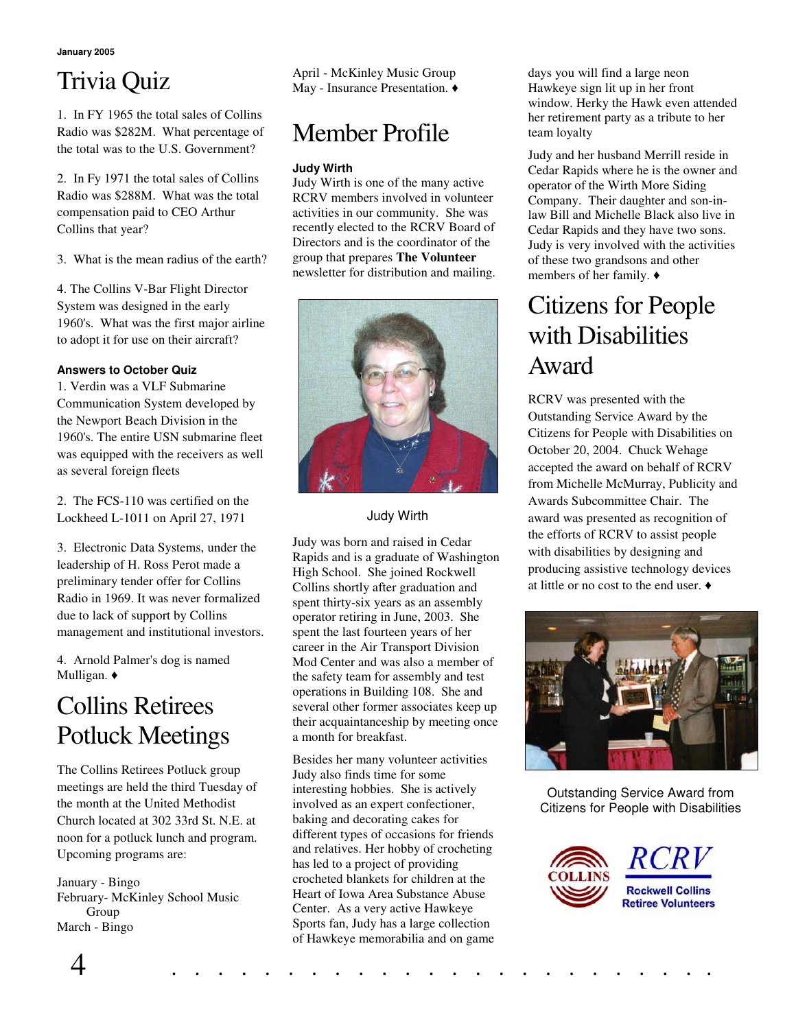# Trivia Quiz

1. In FY 1965 the total sales of Collins Radio was $282M. What percentage of the total was to the U.S. Government?

2. In Fy 1971 the total sales of Collins Radio was $288M. What was the total compensation paid to CEO Arthur Collins that year?

3. What is the mean radius of the earth?

4. The Collins V-Bar Flight Director System was designed in the early 1960's. What was the first major airline to adopt it for use on their aircraft?

### Answers to October Quiz

1. Verdin was a VLF Submarine Communication System developed by the Newport Beach Division in the 1960's. The entire USN submarine fleet was equipped with the receivers as well as several foreign fleets

2. The FCS-110 was certified on the Lockheed L-1011 on April 27, 1971

3. Electronic Data Systems, under the leadership of H. Ross Perot made a preliminary tender offer for Collins Radio in 1969. It was never formalized due to lack of support by Collins management and institutional investors.

4. Arnold Palmer's dog is named Mulligan. ♦

# Collins Retirees Potluck Meetings

The Collins Retirees Potluck group meetings are held the third Tuesday of the month at the United Methodist Church located at 302 33rd St. N.E. at noon for a potluck lunch and program. Upcoming programs are:

January - Bingo
February- McKinley School Music Group
March - Bingo
April - McKinley Music Group
May - Insurance Presentation. ♦

# Member Profile

### Judy Wirth

Judy Wirth is one of the many active RCRV members involved in volunteer activities in our community. She was recently elected to the RCRV Board of Directors and is the coordinator of the group that prepares **The Volunteer** newsletter for distribution and mailing.

Judy Wirth

Judy was born and raised in Cedar Rapids and is a graduate of Washington High School. She joined Rockwell Collins shortly after graduation and spent thirty-six years as an assembly operator retiring in June, 2003. She spent the last fourteen years of her career in the Air Transport Division Mod Center and was also a member of the safety team for assembly and test operations in Building 108. She and several other former associates keep up their acquaintanceship by meeting once a month for breakfast.

Besides her many volunteer activities Judy also finds time for some interesting hobbies. She is actively involved as an expert confectioner, baking and decorating cakes for different types of occasions for friends and relatives. Her hobby of crocheting has led to a project of providing crocheted blankets for children at the Heart of Iowa Area Substance Abuse Center. As a very active Hawkeye Sports fan, Judy has a large collection of Hawkeye memorabilia and on game days you will find a large neon Hawkeye sign lit up in her front window. Herky the Hawk even attended her retirement party as a tribute to her team loyalty

Judy and her husband Merrill reside in Cedar Rapids where he is the owner and operator of the Wirth More Siding Company. Their daughter and son-in-law Bill and Michelle Black also live in Cedar Rapids and they have two sons. Judy is very involved with the activities of these two grandsons and other members of her family. ♦

# Citizens for People with Disabilities Award

RCRV was presented with the Outstanding Service Award by the Citizens for People with Disabilities on October 20, 2004. Chuck Wehage accepted the award on behalf of RCRV from Michelle McMurray, Publicity and Awards Subcommittee Chair. The award was presented as recognition of the efforts of RCRV to assist people with disabilities by designing and producing assistive technology devices at little or no cost to the end user. ♦

Outstanding Service Award from Citizens for People with Disabilities

COLLINS RCRV Rockwell Collins Retiree Volunteers